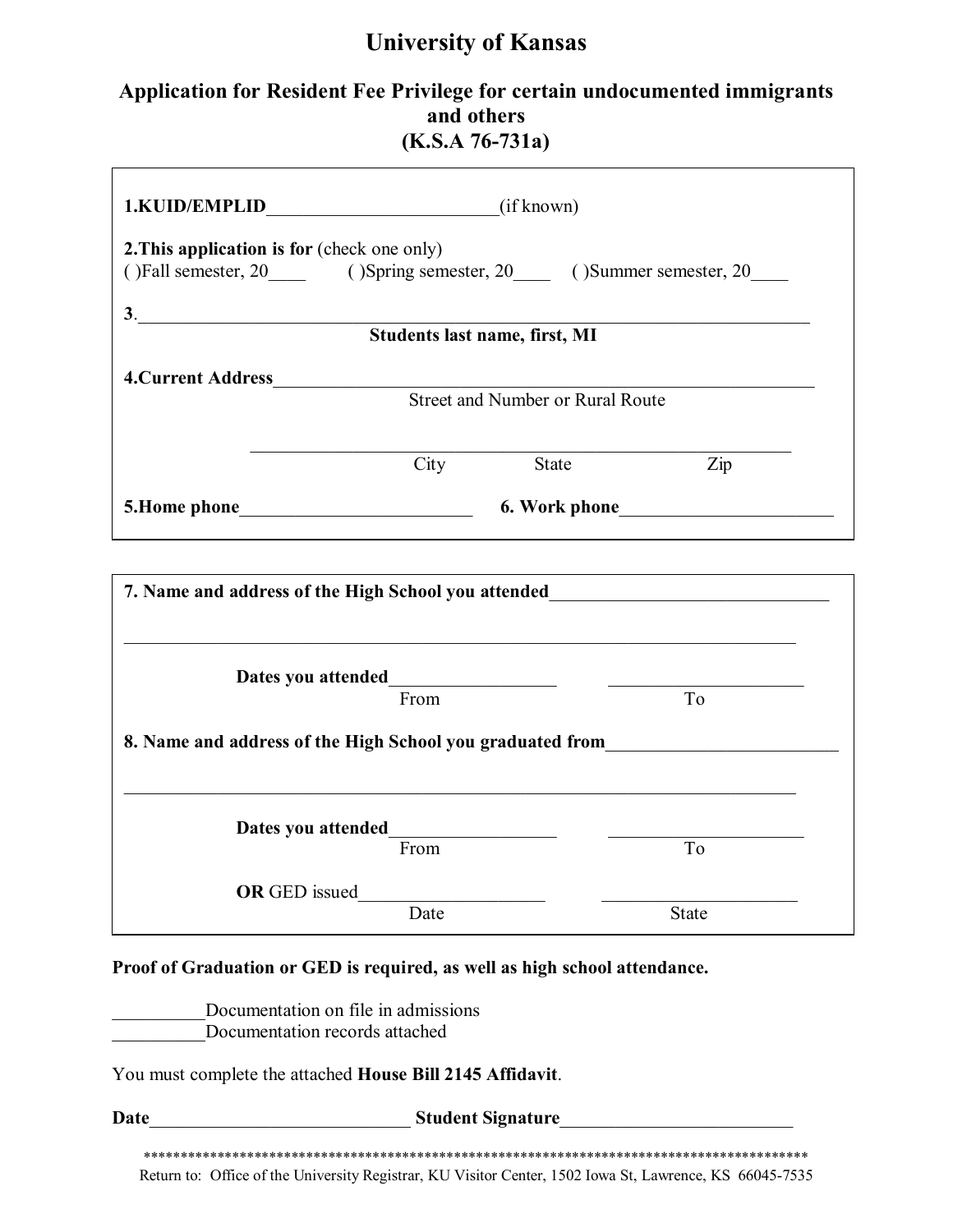# University of Kansas

## Application for Resident Fee Privilege for certain undocumented immigrants and others (K.S.A 76-731a)

**1.KUID/EMPLID**_________________________(if known)

**2.This application is for** (check one only)
( )Fall semester, 20____ ( )Spring semester, 20____ ( )Summer semester, 20____

3.___________________________________________________________________________
**Students last name, first, MI**

**4.Current Address**_______________________________________________________________
Street and Number or Rural Route

____________________________________________________________
City State Zip

**5.Home phone**_________________________ **6. Work phone**_______________________

---

**7. Name and address of the High School you attended**_______________________________

___________________________________________________________________________

**Dates you attended**_________________ _____________________
From To

**8. Name and address of the High School you graduated from**________________________

___________________________________________________________________________

**Dates you attended**_________________ _____________________
From To

**OR** GED issued___________________ _____________________
Date State

---

**Proof of Graduation or GED is required, as well as high school attendance.**

__________Documentation on file in admissions
__________Documentation records attached

You must complete the attached **House Bill 2145 Affidavit**.

**Date**____________________________ **Student Signature**________________________

*******************************************************************************************
Return to: Office of the University Registrar, KU Visitor Center, 1502 Iowa St, Lawrence, KS 66045-7535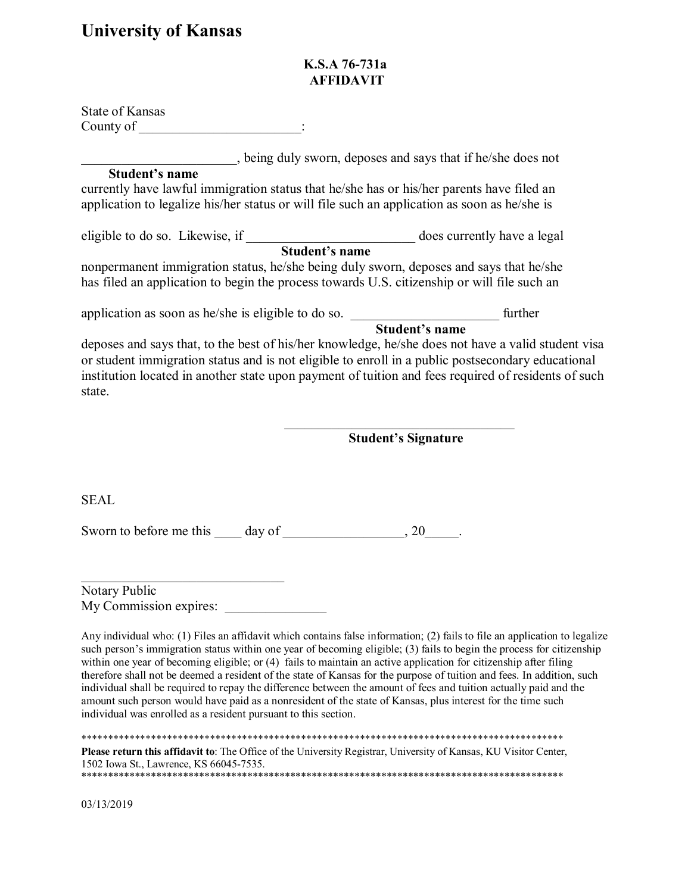# University of Kansas

**K.S.A 76-731a**
**AFFIDAVIT**

State of Kansas
County of _______________________:

______________________, being duly sworn, deposes and says that if he/she does not
**Student's name**
currently have lawful immigration status that he/she has or his/her parents have filed an application to legalize his/her status or will file such an application as soon as he/she is eligible to do so. Likewise, if _________________________ does currently have a legal
**Student's name**
nonpermanent immigration status, he/she being duly sworn, deposes and says that he/she has filed an application to begin the process towards U.S. citizenship or will file such an application as soon as he/she is eligible to do so. _____________________ further
**Student's name**
deposes and says that, to the best of his/her knowledge, he/she does not have a valid student visa or student immigration status and is not eligible to enroll in a public postsecondary educational institution located in another state upon payment of tuition and fees required of residents of such state.

___________________________________
**Student's Signature**

SEAL

Sworn to before me this ____ day of _________________, 20_____.

______________________________
Notary Public
My Commission expires: _______________

Any individual who: (1) Files an affidavit which contains false information; (2) fails to file an application to legalize such person's immigration status within one year of becoming eligible; (3) fails to begin the process for citizenship within one year of becoming eligible; or (4) fails to maintain an active application for citizenship after filing therefore shall not be deemed a resident of the state of Kansas for the purpose of tuition and fees. In addition, such individual shall be required to repay the difference between the amount of fees and tuition actually paid and the amount such person would have paid as a nonresident of the state of Kansas, plus interest for the time such individual was enrolled as a resident pursuant to this section.

*******************************************************************************************

**Please return this affidavit to**: The Office of the University Registrar, University of Kansas, KU Visitor Center, 1502 Iowa St., Lawrence, KS 66045-7535.

*******************************************************************************************

03/13/2019